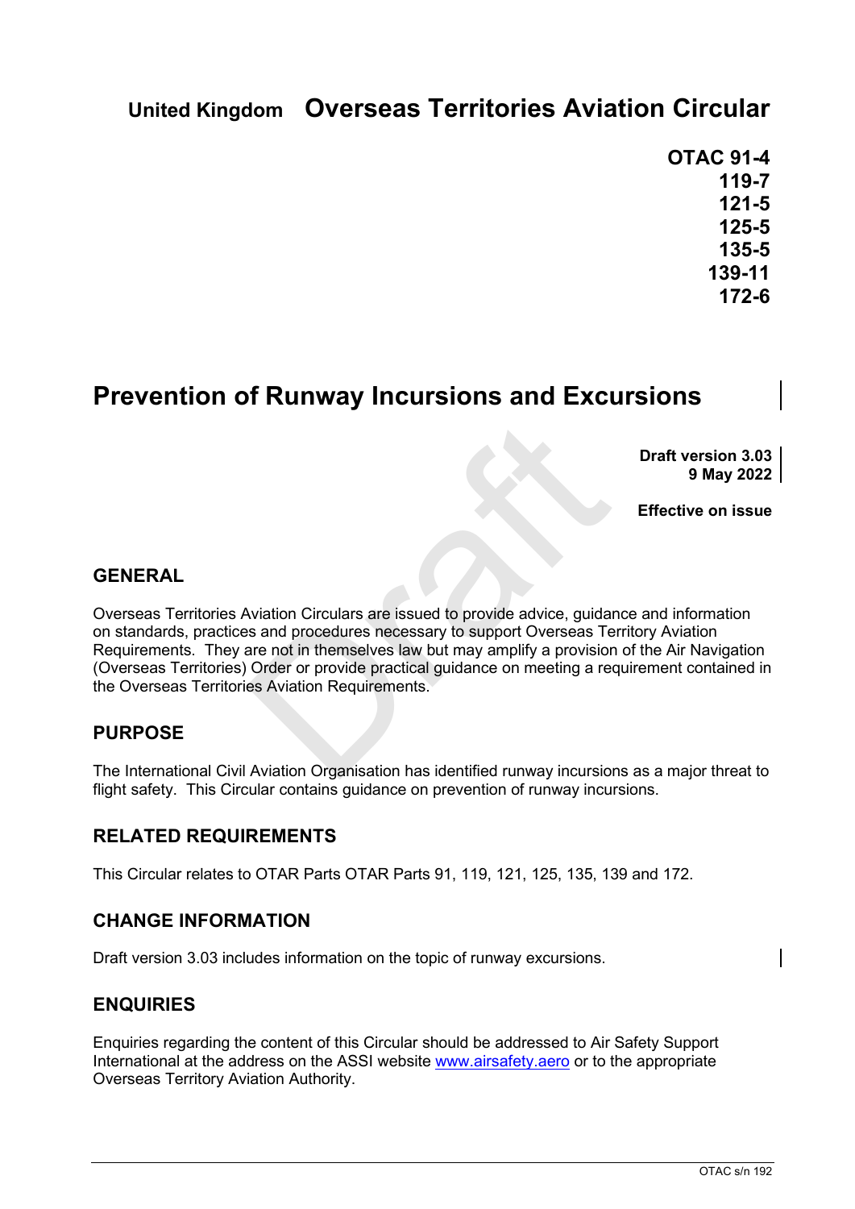**United Kingdom** **Overseas Territories Aviation Circular**

**OTAC 91-4**
**119-7**
**121-5**
**125-5**
**135-5**
**139-11**
**172-6**

# Prevention of Runway Incursions and Excursions

**Draft version 3.03**
**9 May 2022**

**Effective on issue**

## GENERAL

Overseas Territories Aviation Circulars are issued to provide advice, guidance and information on standards, practices and procedures necessary to support Overseas Territory Aviation Requirements. They are not in themselves law but may amplify a provision of the Air Navigation (Overseas Territories) Order or provide practical guidance on meeting a requirement contained in the Overseas Territories Aviation Requirements.

## PURPOSE

The International Civil Aviation Organisation has identified runway incursions as a major threat to flight safety. This Circular contains guidance on prevention of runway incursions.

## RELATED REQUIREMENTS

This Circular relates to OTAR Parts OTAR Parts 91, 119, 121, 125, 135, 139 and 172.

## CHANGE INFORMATION

Draft version 3.03 includes information on the topic of runway excursions.

## ENQUIRIES

Enquiries regarding the content of this Circular should be addressed to Air Safety Support International at the address on the ASSI website www.airsafety.aero or to the appropriate Overseas Territory Aviation Authority.

OTAC s/n 192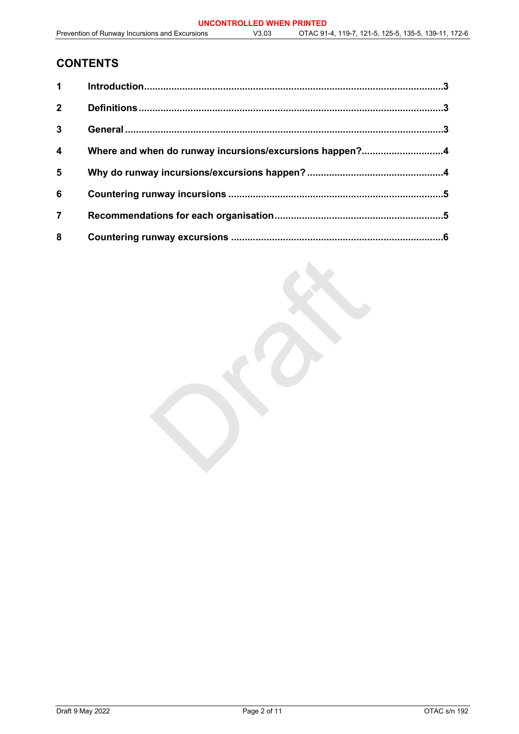# CONTENTS

| | | |
|---|---|---|
| 1 | Introduction | 3 |
| 2 | Definitions | 3 |
| 3 | General | 3 |
| 4 | Where and when do runway incursions/excursions happen? | 4 |
| 5 | Why do runway incursions/excursions happen? | 4 |
| 6 | Countering runway incursions | 5 |
| 7 | Recommendations for each organisation | 5 |
| 8 | Countering runway excursions | 6 |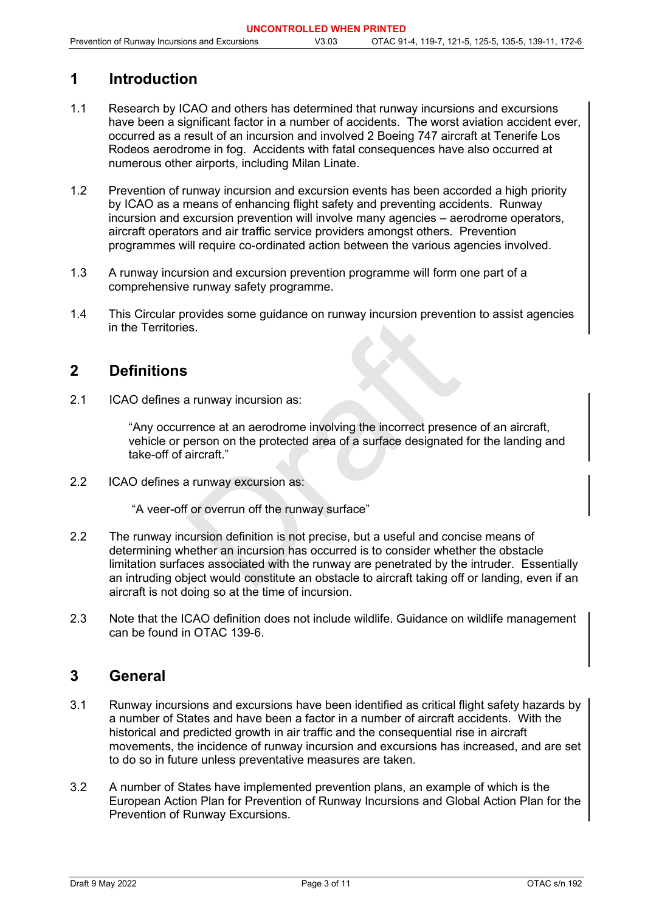# 1 Introduction

1.1 Research by ICAO and others has determined that runway incursions and excursions have been a significant factor in a number of accidents. The worst aviation accident ever, occurred as a result of an incursion and involved 2 Boeing 747 aircraft at Tenerife Los Rodeos aerodrome in fog. Accidents with fatal consequences have also occurred at numerous other airports, including Milan Linate.

1.2 Prevention of runway incursion and excursion events has been accorded a high priority by ICAO as a means of enhancing flight safety and preventing accidents. Runway incursion and excursion prevention will involve many agencies – aerodrome operators, aircraft operators and air traffic service providers amongst others. Prevention programmes will require co-ordinated action between the various agencies involved.

1.3 A runway incursion and excursion prevention programme will form one part of a comprehensive runway safety programme.

1.4 This Circular provides some guidance on runway incursion prevention to assist agencies in the Territories.

# 2 Definitions

2.1 ICAO defines a runway incursion as:

> "Any occurrence at an aerodrome involving the incorrect presence of an aircraft, vehicle or person on the protected area of a surface designated for the landing and take-off of aircraft."

2.2 ICAO defines a runway excursion as:

> "A veer-off or overrun off the runway surface"

2.2 The runway incursion definition is not precise, but a useful and concise means of determining whether an incursion has occurred is to consider whether the obstacle limitation surfaces associated with the runway are penetrated by the intruder. Essentially an intruding object would constitute an obstacle to aircraft taking off or landing, even if an aircraft is not doing so at the time of incursion.

2.3 Note that the ICAO definition does not include wildlife. Guidance on wildlife management can be found in OTAC 139-6.

# 3 General

3.1 Runway incursions and excursions have been identified as critical flight safety hazards by a number of States and have been a factor in a number of aircraft accidents. With the historical and predicted growth in air traffic and the consequential rise in aircraft movements, the incidence of runway incursion and excursions has increased, and are set to do so in future unless preventative measures are taken.

3.2 A number of States have implemented prevention plans, an example of which is the European Action Plan for Prevention of Runway Incursions and Global Action Plan for the Prevention of Runway Excursions.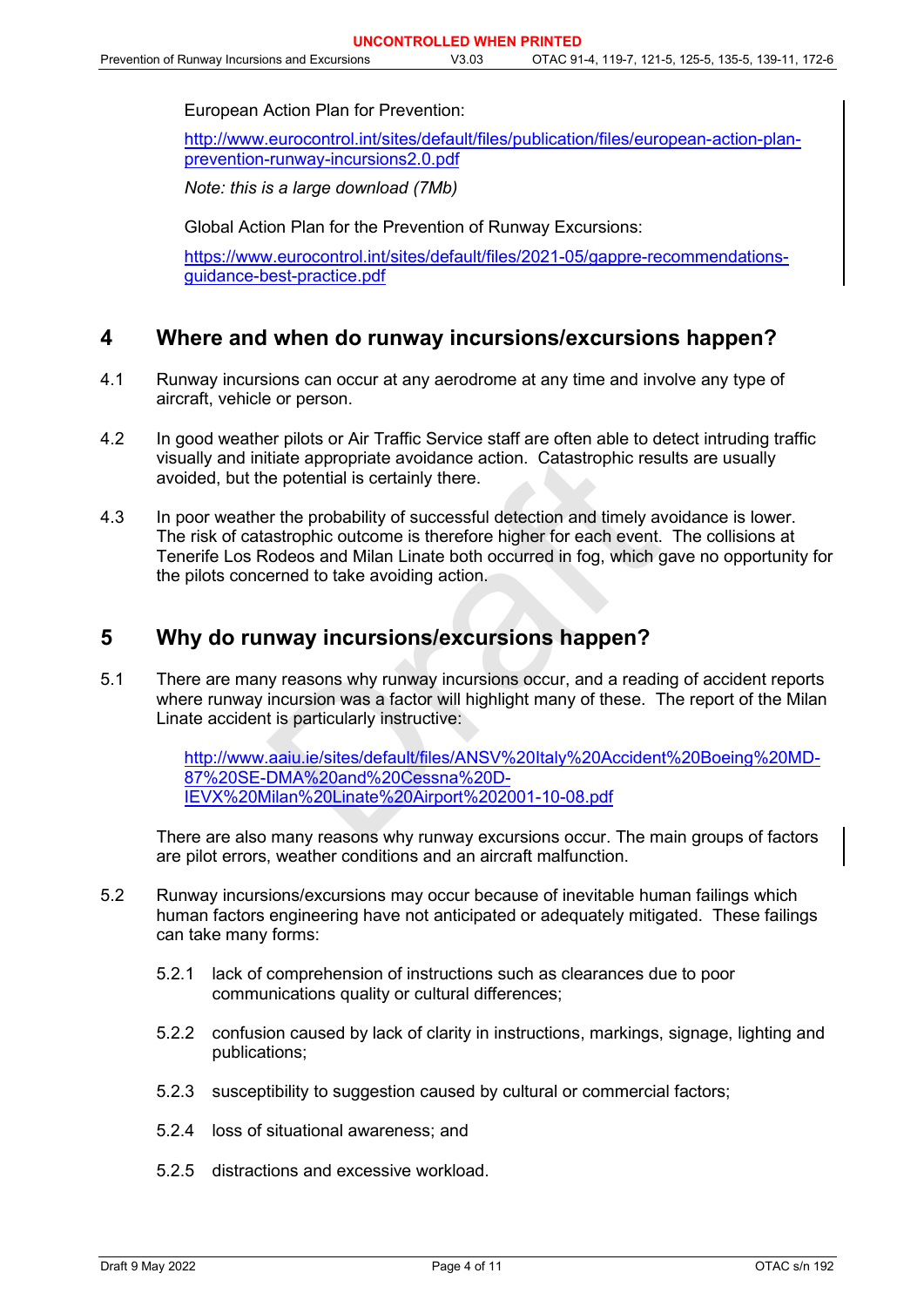European Action Plan for Prevention:

http://www.eurocontrol.int/sites/default/files/publication/files/european-action-plan-prevention-runway-incursions2.0.pdf

*Note: this is a large download (7Mb)*

Global Action Plan for the Prevention of Runway Excursions:

https://www.eurocontrol.int/sites/default/files/2021-05/gappre-recommendations-guidance-best-practice.pdf

## 4 Where and when do runway incursions/excursions happen?

4.1 Runway incursions can occur at any aerodrome at any time and involve any type of aircraft, vehicle or person.

4.2 In good weather pilots or Air Traffic Service staff are often able to detect intruding traffic visually and initiate appropriate avoidance action. Catastrophic results are usually avoided, but the potential is certainly there.

4.3 In poor weather the probability of successful detection and timely avoidance is lower. The risk of catastrophic outcome is therefore higher for each event. The collisions at Tenerife Los Rodeos and Milan Linate both occurred in fog, which gave no opportunity for the pilots concerned to take avoiding action.

## 5 Why do runway incursions/excursions happen?

5.1 There are many reasons why runway incursions occur, and a reading of accident reports where runway incursion was a factor will highlight many of these. The report of the Milan Linate accident is particularly instructive:

http://www.aaiu.ie/sites/default/files/ANSV%20Italy%20Accident%20Boeing%20MD-87%20SE-DMA%20and%20Cessna%20D-IEVX%20Milan%20Linate%20Airport%202001-10-08.pdf

There are also many reasons why runway excursions occur. The main groups of factors are pilot errors, weather conditions and an aircraft malfunction.

5.2 Runway incursions/excursions may occur because of inevitable human failings which human factors engineering have not anticipated or adequately mitigated. These failings can take many forms:

5.2.1 lack of comprehension of instructions such as clearances due to poor communications quality or cultural differences;

5.2.2 confusion caused by lack of clarity in instructions, markings, signage, lighting and publications;

5.2.3 susceptibility to suggestion caused by cultural or commercial factors;

5.2.4 loss of situational awareness; and

5.2.5 distractions and excessive workload.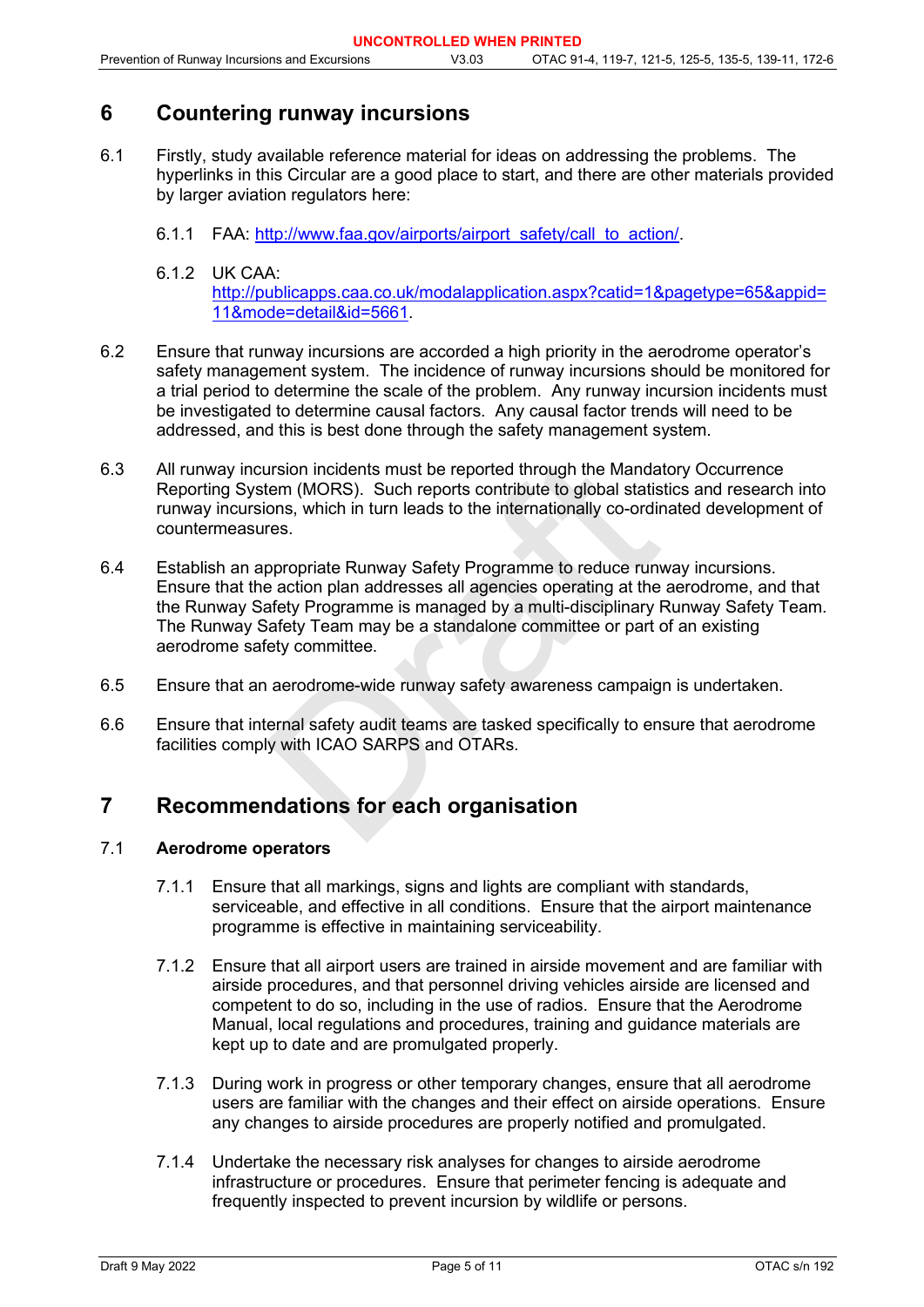# 6 Countering runway incursions

6.1 Firstly, study available reference material for ideas on addressing the problems. The hyperlinks in this Circular are a good place to start, and there are other materials provided by larger aviation regulators here:

6.1.1 FAA: http://www.faa.gov/airports/airport_safety/call_to_action/.

6.1.2 UK CAA: http://publicapps.caa.co.uk/modalapplication.aspx?catid=1&pagetype=65&appid=11&mode=detail&id=5661.

6.2 Ensure that runway incursions are accorded a high priority in the aerodrome operator's safety management system. The incidence of runway incursions should be monitored for a trial period to determine the scale of the problem. Any runway incursion incidents must be investigated to determine causal factors. Any causal factor trends will need to be addressed, and this is best done through the safety management system.

6.3 All runway incursion incidents must be reported through the Mandatory Occurrence Reporting System (MORS). Such reports contribute to global statistics and research into runway incursions, which in turn leads to the internationally co-ordinated development of countermeasures.

6.4 Establish an appropriate Runway Safety Programme to reduce runway incursions. Ensure that the action plan addresses all agencies operating at the aerodrome, and that the Runway Safety Programme is managed by a multi-disciplinary Runway Safety Team. The Runway Safety Team may be a standalone committee or part of an existing aerodrome safety committee.

6.5 Ensure that an aerodrome-wide runway safety awareness campaign is undertaken.

6.6 Ensure that internal safety audit teams are tasked specifically to ensure that aerodrome facilities comply with ICAO SARPS and OTARs.

# 7 Recommendations for each organisation

## 7.1 Aerodrome operators

7.1.1 Ensure that all markings, signs and lights are compliant with standards, serviceable, and effective in all conditions. Ensure that the airport maintenance programme is effective in maintaining serviceability.

7.1.2 Ensure that all airport users are trained in airside movement and are familiar with airside procedures, and that personnel driving vehicles airside are licensed and competent to do so, including in the use of radios. Ensure that the Aerodrome Manual, local regulations and procedures, training and guidance materials are kept up to date and are promulgated properly.

7.1.3 During work in progress or other temporary changes, ensure that all aerodrome users are familiar with the changes and their effect on airside operations. Ensure any changes to airside procedures are properly notified and promulgated.

7.1.4 Undertake the necessary risk analyses for changes to airside aerodrome infrastructure or procedures. Ensure that perimeter fencing is adequate and frequently inspected to prevent incursion by wildlife or persons.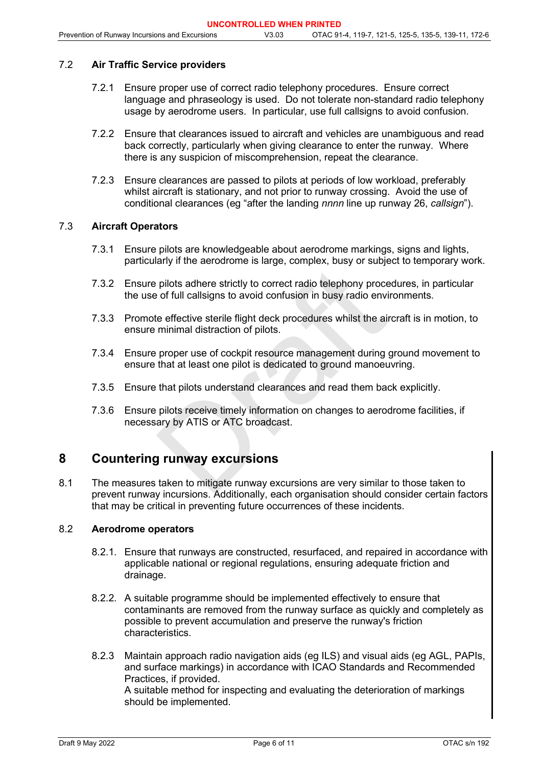### 7.2 Air Traffic Service providers

7.2.1 Ensure proper use of correct radio telephony procedures. Ensure correct language and phraseology is used. Do not tolerate non-standard radio telephony usage by aerodrome users. In particular, use full callsigns to avoid confusion.

7.2.2 Ensure that clearances issued to aircraft and vehicles are unambiguous and read back correctly, particularly when giving clearance to enter the runway. Where there is any suspicion of miscomprehension, repeat the clearance.

7.2.3 Ensure clearances are passed to pilots at periods of low workload, preferably whilst aircraft is stationary, and not prior to runway crossing. Avoid the use of conditional clearances (eg “after the landing *nnnn* line up runway 26, *callsign*”).

### 7.3 Aircraft Operators

7.3.1 Ensure pilots are knowledgeable about aerodrome markings, signs and lights, particularly if the aerodrome is large, complex, busy or subject to temporary work.

7.3.2 Ensure pilots adhere strictly to correct radio telephony procedures, in particular the use of full callsigns to avoid confusion in busy radio environments.

7.3.3 Promote effective sterile flight deck procedures whilst the aircraft is in motion, to ensure minimal distraction of pilots.

7.3.4 Ensure proper use of cockpit resource management during ground movement to ensure that at least one pilot is dedicated to ground manoeuvring.

7.3.5 Ensure that pilots understand clearances and read them back explicitly.

7.3.6 Ensure pilots receive timely information on changes to aerodrome facilities, if necessary by ATIS or ATC broadcast.

## 8 Countering runway excursions

8.1 The measures taken to mitigate runway excursions are very similar to those taken to prevent runway incursions. Additionally, each organisation should consider certain factors that may be critical in preventing future occurrences of these incidents.

### 8.2 Aerodrome operators

8.2.1. Ensure that runways are constructed, resurfaced, and repaired in accordance with applicable national or regional regulations, ensuring adequate friction and drainage.

8.2.2. A suitable programme should be implemented effectively to ensure that contaminants are removed from the runway surface as quickly and completely as possible to prevent accumulation and preserve the runway's friction characteristics.

8.2.3 Maintain approach radio navigation aids (eg ILS) and visual aids (eg AGL, PAPIs, and surface markings) in accordance with ICAO Standards and Recommended Practices, if provided.
A suitable method for inspecting and evaluating the deterioration of markings should be implemented.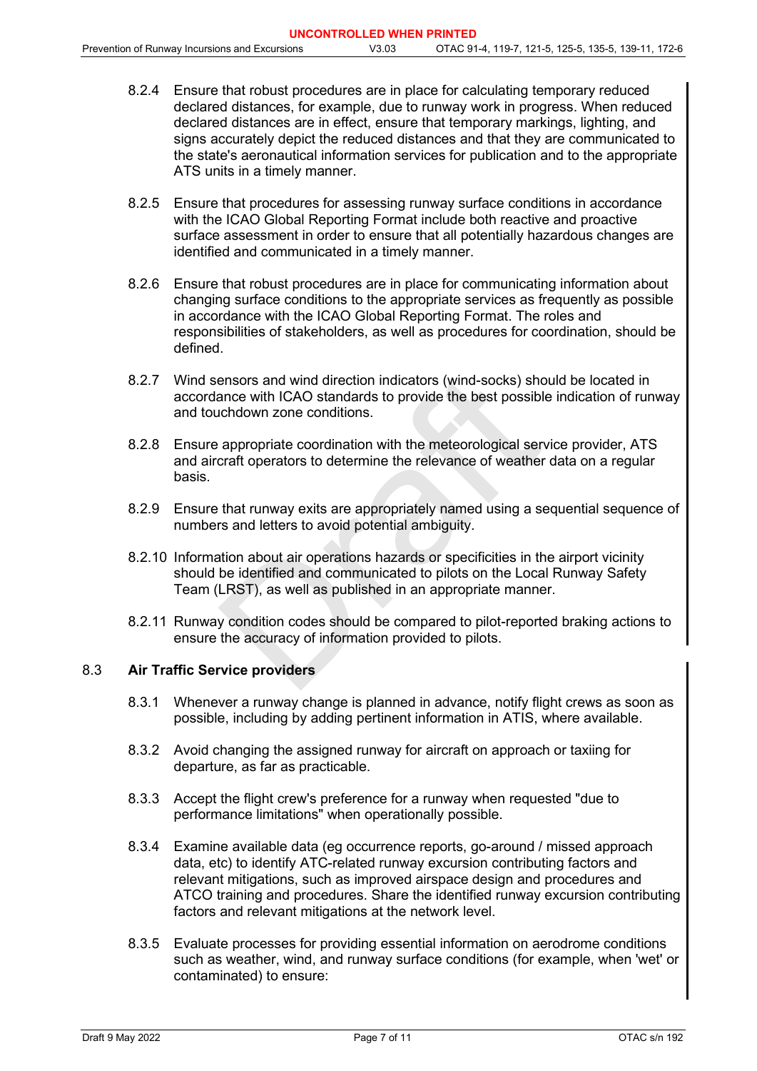8.2.4 Ensure that robust procedures are in place for calculating temporary reduced declared distances, for example, due to runway work in progress. When reduced declared distances are in effect, ensure that temporary markings, lighting, and signs accurately depict the reduced distances and that they are communicated to the state's aeronautical information services for publication and to the appropriate ATS units in a timely manner.

8.2.5 Ensure that procedures for assessing runway surface conditions in accordance with the ICAO Global Reporting Format include both reactive and proactive surface assessment in order to ensure that all potentially hazardous changes are identified and communicated in a timely manner.

8.2.6 Ensure that robust procedures are in place for communicating information about changing surface conditions to the appropriate services as frequently as possible in accordance with the ICAO Global Reporting Format. The roles and responsibilities of stakeholders, as well as procedures for coordination, should be defined.

8.2.7 Wind sensors and wind direction indicators (wind-socks) should be located in accordance with ICAO standards to provide the best possible indication of runway and touchdown zone conditions.

8.2.8 Ensure appropriate coordination with the meteorological service provider, ATS and aircraft operators to determine the relevance of weather data on a regular basis.

8.2.9 Ensure that runway exits are appropriately named using a sequential sequence of numbers and letters to avoid potential ambiguity.

8.2.10 Information about air operations hazards or specificities in the airport vicinity should be identified and communicated to pilots on the Local Runway Safety Team (LRST), as well as published in an appropriate manner.

8.2.11 Runway condition codes should be compared to pilot-reported braking actions to ensure the accuracy of information provided to pilots.

## 8.3 Air Traffic Service providers

8.3.1 Whenever a runway change is planned in advance, notify flight crews as soon as possible, including by adding pertinent information in ATIS, where available.

8.3.2 Avoid changing the assigned runway for aircraft on approach or taxiing for departure, as far as practicable.

8.3.3 Accept the flight crew's preference for a runway when requested "due to performance limitations" when operationally possible.

8.3.4 Examine available data (eg occurrence reports, go-around / missed approach data, etc) to identify ATC-related runway excursion contributing factors and relevant mitigations, such as improved airspace design and procedures and ATCO training and procedures. Share the identified runway excursion contributing factors and relevant mitigations at the network level.

8.3.5 Evaluate processes for providing essential information on aerodrome conditions such as weather, wind, and runway surface conditions (for example, when 'wet' or contaminated) to ensure: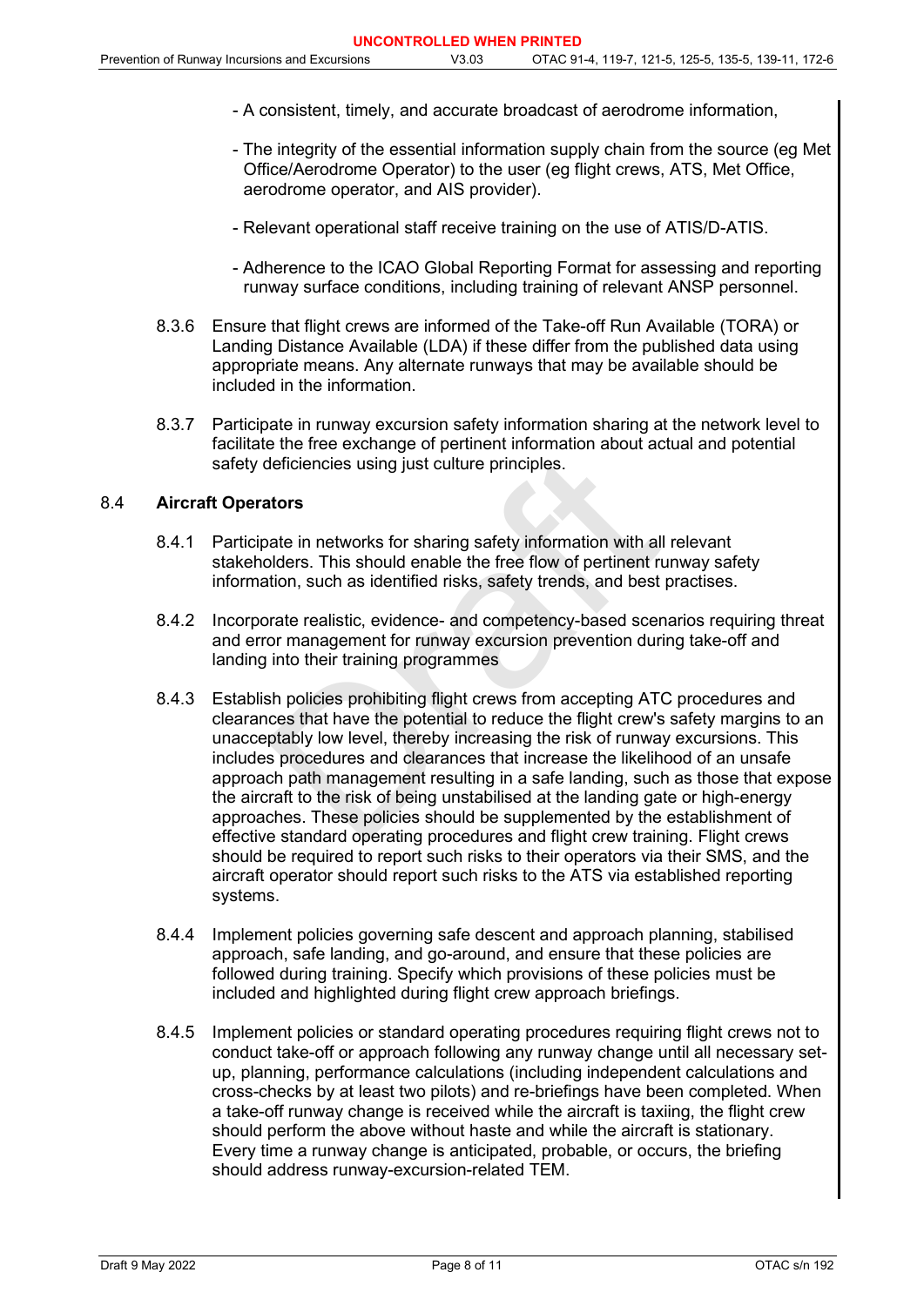- A consistent, timely, and accurate broadcast of aerodrome information,

- The integrity of the essential information supply chain from the source (eg Met Office/Aerodrome Operator) to the user (eg flight crews, ATS, Met Office, aerodrome operator, and AIS provider).

- Relevant operational staff receive training on the use of ATIS/D-ATIS.

- Adherence to the ICAO Global Reporting Format for assessing and reporting runway surface conditions, including training of relevant ANSP personnel.

8.3.6 Ensure that flight crews are informed of the Take-off Run Available (TORA) or Landing Distance Available (LDA) if these differ from the published data using appropriate means. Any alternate runways that may be available should be included in the information.

8.3.7 Participate in runway excursion safety information sharing at the network level to facilitate the free exchange of pertinent information about actual and potential safety deficiencies using just culture principles.

## 8.4 Aircraft Operators

8.4.1 Participate in networks for sharing safety information with all relevant stakeholders. This should enable the free flow of pertinent runway safety information, such as identified risks, safety trends, and best practises.

8.4.2 Incorporate realistic, evidence- and competency-based scenarios requiring threat and error management for runway excursion prevention during take-off and landing into their training programmes

8.4.3 Establish policies prohibiting flight crews from accepting ATC procedures and clearances that have the potential to reduce the flight crew's safety margins to an unacceptably low level, thereby increasing the risk of runway excursions. This includes procedures and clearances that increase the likelihood of an unsafe approach path management resulting in a safe landing, such as those that expose the aircraft to the risk of being unstabilised at the landing gate or high-energy approaches. These policies should be supplemented by the establishment of effective standard operating procedures and flight crew training. Flight crews should be required to report such risks to their operators via their SMS, and the aircraft operator should report such risks to the ATS via established reporting systems.

8.4.4 Implement policies governing safe descent and approach planning, stabilised approach, safe landing, and go-around, and ensure that these policies are followed during training. Specify which provisions of these policies must be included and highlighted during flight crew approach briefings.

8.4.5 Implement policies or standard operating procedures requiring flight crews not to conduct take-off or approach following any runway change until all necessary set-up, planning, performance calculations (including independent calculations and cross-checks by at least two pilots) and re-briefings have been completed. When a take-off runway change is received while the aircraft is taxiing, the flight crew should perform the above without haste and while the aircraft is stationary. Every time a runway change is anticipated, probable, or occurs, the briefing should address runway-excursion-related TEM.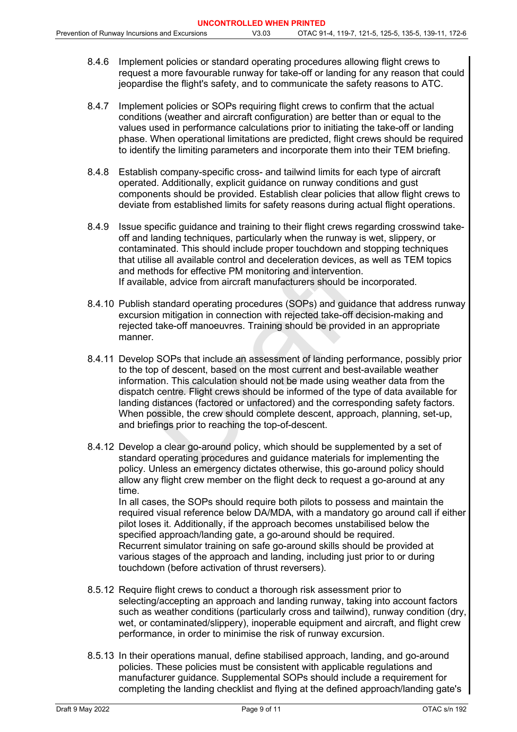8.4.6 Implement policies or standard operating procedures allowing flight crews to request a more favourable runway for take-off or landing for any reason that could jeopardise the flight's safety, and to communicate the safety reasons to ATC.

8.4.7 Implement policies or SOPs requiring flight crews to confirm that the actual conditions (weather and aircraft configuration) are better than or equal to the values used in performance calculations prior to initiating the take-off or landing phase. When operational limitations are predicted, flight crews should be required to identify the limiting parameters and incorporate them into their TEM briefing.

8.4.8 Establish company-specific cross- and tailwind limits for each type of aircraft operated. Additionally, explicit guidance on runway conditions and gust components should be provided. Establish clear policies that allow flight crews to deviate from established limits for safety reasons during actual flight operations.

8.4.9 Issue specific guidance and training to their flight crews regarding crosswind take-off and landing techniques, particularly when the runway is wet, slippery, or contaminated. This should include proper touchdown and stopping techniques that utilise all available control and deceleration devices, as well as TEM topics and methods for effective PM monitoring and intervention.
If available, advice from aircraft manufacturers should be incorporated.

8.4.10 Publish standard operating procedures (SOPs) and guidance that address runway excursion mitigation in connection with rejected take-off decision-making and rejected take-off manoeuvres. Training should be provided in an appropriate manner.

8.4.11 Develop SOPs that include an assessment of landing performance, possibly prior to the top of descent, based on the most current and best-available weather information. This calculation should not be made using weather data from the dispatch centre. Flight crews should be informed of the type of data available for landing distances (factored or unfactored) and the corresponding safety factors. When possible, the crew should complete descent, approach, planning, set-up, and briefings prior to reaching the top-of-descent.

8.4.12 Develop a clear go-around policy, which should be supplemented by a set of standard operating procedures and guidance materials for implementing the policy. Unless an emergency dictates otherwise, this go-around policy should allow any flight crew member on the flight deck to request a go-around at any time.
In all cases, the SOPs should require both pilots to possess and maintain the required visual reference below DA/MDA, with a mandatory go around call if either pilot loses it. Additionally, if the approach becomes unstabilised below the specified approach/landing gate, a go-around should be required.
Recurrent simulator training on safe go-around skills should be provided at various stages of the approach and landing, including just prior to or during touchdown (before activation of thrust reversers).

8.5.12 Require flight crews to conduct a thorough risk assessment prior to selecting/accepting an approach and landing runway, taking into account factors such as weather conditions (particularly cross and tailwind), runway condition (dry, wet, or contaminated/slippery), inoperable equipment and aircraft, and flight crew performance, in order to minimise the risk of runway excursion.

8.5.13 In their operations manual, define stabilised approach, landing, and go-around policies. These policies must be consistent with applicable regulations and manufacturer guidance. Supplemental SOPs should include a requirement for completing the landing checklist and flying at the defined approach/landing gate's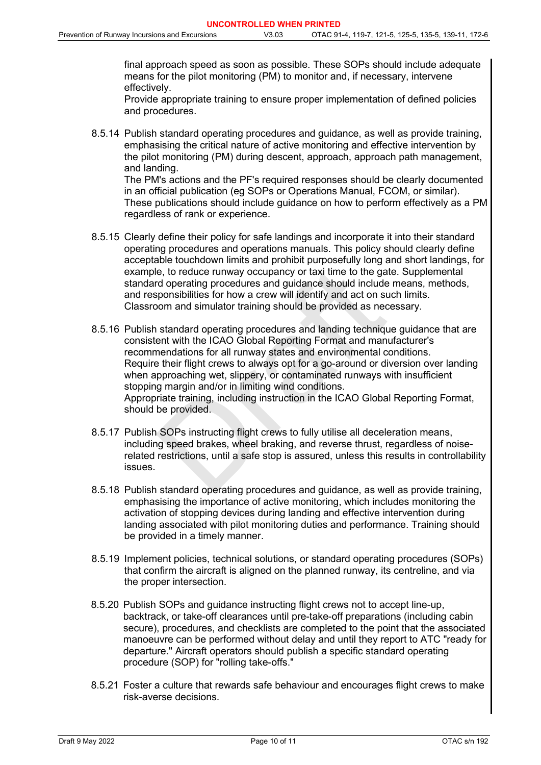final approach speed as soon as possible. These SOPs should include adequate means for the pilot monitoring (PM) to monitor and, if necessary, intervene effectively.
Provide appropriate training to ensure proper implementation of defined policies and procedures.

8.5.14 Publish standard operating procedures and guidance, as well as provide training, emphasising the critical nature of active monitoring and effective intervention by the pilot monitoring (PM) during descent, approach, approach path management, and landing.
The PM's actions and the PF's required responses should be clearly documented in an official publication (eg SOPs or Operations Manual, FCOM, or similar). These publications should include guidance on how to perform effectively as a PM regardless of rank or experience.

8.5.15 Clearly define their policy for safe landings and incorporate it into their standard operating procedures and operations manuals. This policy should clearly define acceptable touchdown limits and prohibit purposefully long and short landings, for example, to reduce runway occupancy or taxi time to the gate. Supplemental standard operating procedures and guidance should include means, methods, and responsibilities for how a crew will identify and act on such limits. Classroom and simulator training should be provided as necessary.

8.5.16 Publish standard operating procedures and landing technique guidance that are consistent with the ICAO Global Reporting Format and manufacturer's recommendations for all runway states and environmental conditions.
Require their flight crews to always opt for a go-around or diversion over landing when approaching wet, slippery, or contaminated runways with insufficient stopping margin and/or in limiting wind conditions.
Appropriate training, including instruction in the ICAO Global Reporting Format, should be provided.

8.5.17 Publish SOPs instructing flight crews to fully utilise all deceleration means, including speed brakes, wheel braking, and reverse thrust, regardless of noise-related restrictions, until a safe stop is assured, unless this results in controllability issues.

8.5.18 Publish standard operating procedures and guidance, as well as provide training, emphasising the importance of active monitoring, which includes monitoring the activation of stopping devices during landing and effective intervention during landing associated with pilot monitoring duties and performance. Training should be provided in a timely manner.

8.5.19 Implement policies, technical solutions, or standard operating procedures (SOPs) that confirm the aircraft is aligned on the planned runway, its centreline, and via the proper intersection.

8.5.20 Publish SOPs and guidance instructing flight crews not to accept line-up, backtrack, or take-off clearances until pre-take-off preparations (including cabin secure), procedures, and checklists are completed to the point that the associated manoeuvre can be performed without delay and until they report to ATC "ready for departure." Aircraft operators should publish a specific standard operating procedure (SOP) for "rolling take-offs."

8.5.21 Foster a culture that rewards safe behaviour and encourages flight crews to make risk-averse decisions.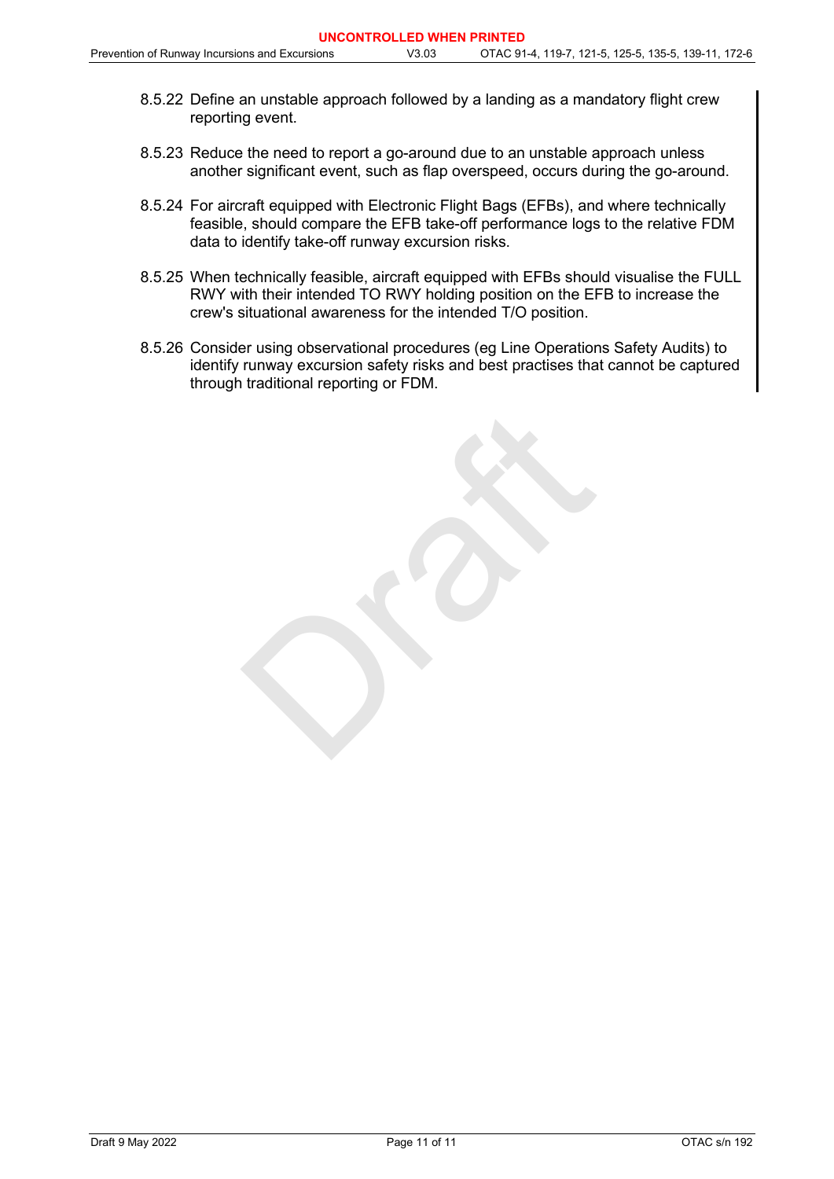8.5.22 Define an unstable approach followed by a landing as a mandatory flight crew reporting event.

8.5.23 Reduce the need to report a go-around due to an unstable approach unless another significant event, such as flap overspeed, occurs during the go-around.

8.5.24 For aircraft equipped with Electronic Flight Bags (EFBs), and where technically feasible, should compare the EFB take-off performance logs to the relative FDM data to identify take-off runway excursion risks.

8.5.25 When technically feasible, aircraft equipped with EFBs should visualise the FULL RWY with their intended TO RWY holding position on the EFB to increase the crew's situational awareness for the intended T/O position.

8.5.26 Consider using observational procedures (eg Line Operations Safety Audits) to identify runway excursion safety risks and best practises that cannot be captured through traditional reporting or FDM.